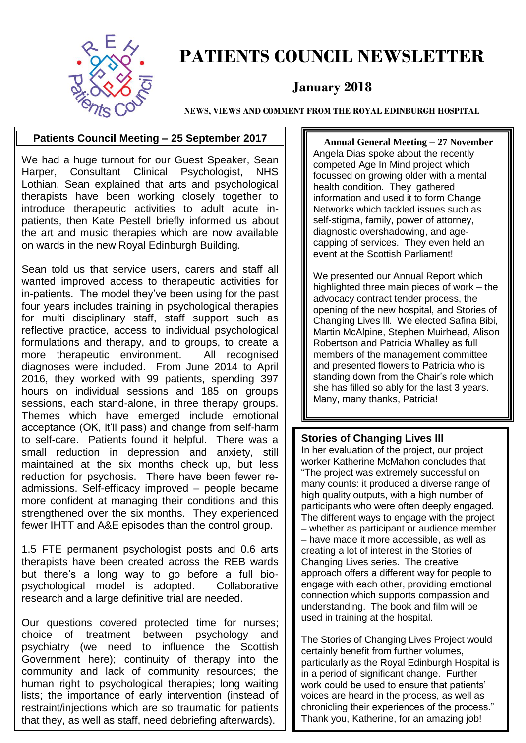# PATIENTS COUNCIL NEWSLETTER

## January 2018

**NEWS, VIEWS AND COMMENT FROM THE ROYAL EDINBURGH HOSPITAL**

### Patients Council Meeting – 25 September 2017

We had a huge turnout for our Guest Speaker, Sean Harper, Consultant Clinical Psychologist, NHS Lothian. Sean explained that arts and psychological therapists have been working closely together to introduce therapeutic activities to adult acute in-patients, then Kate Pestell briefly informed us about the art and music therapies which are now available on wards in the new Royal Edinburgh Building.

Sean told us that service users, carers and staff all wanted improved access to therapeutic activities for in-patients. The model they've been using for the past four years includes training in psychological therapies for multi disciplinary staff, staff support such as reflective practice, access to individual psychological formulations and therapy, and to groups, to create a more therapeutic environment. All recognised diagnoses were included. From June 2014 to April 2016, they worked with 99 patients, spending 397 hours on individual sessions and 185 on groups sessions, each stand-alone, in three therapy groups. Themes which have emerged include emotional acceptance (OK, it'll pass) and change from self-harm to self-care. Patients found it helpful. There was a small reduction in depression and anxiety, still maintained at the six months check up, but less reduction for psychosis. There have been fewer re-admissions. Self-efficacy improved – people became more confident at managing their conditions and this strengthened over the six months. They experienced fewer IHTT and A&E episodes than the control group.

1.5 FTE permanent psychologist posts and 0.6 arts therapists have been created across the REB wards but there's a long way to go before a full bio-psychological model is adopted. Collaborative research and a large definitive trial are needed.

Our questions covered protected time for nurses; choice of treatment between psychology and psychiatry (we need to influence the Scottish Government here); continuity of therapy into the community and lack of community resources; the human right to psychological therapies; long waiting lists; the importance of early intervention (instead of restraint/injections which are so traumatic for patients that they, as well as staff, need debriefing afterwards).

### Annual General Meeting – 27 November

Angela Dias spoke about the recently competed Age In Mind project which focussed on growing older with a mental health condition. They gathered information and used it to form Change Networks which tackled issues such as self-stigma, family, power of attorney, diagnostic overshadowing, and age-capping of services. They even held an event at the Scottish Parliament!

We presented our Annual Report which highlighted three main pieces of work – the advocacy contract tender process, the opening of the new hospital, and Stories of Changing Lives lll. We elected Safina Bibi, Martin McAlpine, Stephen Muirhead, Alison Robertson and Patricia Whalley as full members of the management committee and presented flowers to Patricia who is standing down from the Chair's role which she has filled so ably for the last 3 years. Many, many thanks, Patricia!

### Stories of Changing Lives lll

In her evaluation of the project, our project worker Katherine McMahon concludes that "The project was extremely successful on many counts: it produced a diverse range of high quality outputs, with a high number of participants who were often deeply engaged. The different ways to engage with the project – whether as participant or audience member – have made it more accessible, as well as creating a lot of interest in the Stories of Changing Lives series. The creative approach offers a different way for people to engage with each other, providing emotional connection which supports compassion and understanding. The book and film will be used in training at the hospital.

The Stories of Changing Lives Project would certainly benefit from further volumes, particularly as the Royal Edinburgh Hospital is in a period of significant change. Further work could be used to ensure that patients' voices are heard in the process, as well as chronicling their experiences of the process." Thank you, Katherine, for an amazing job!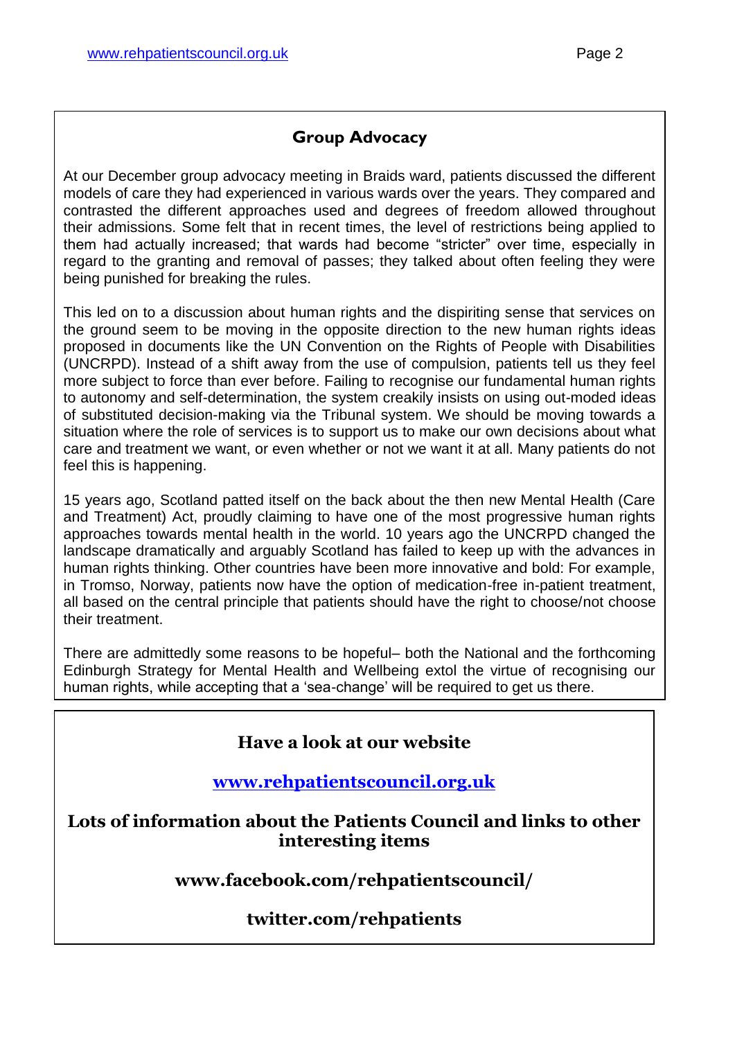## Group Advocacy

At our December group advocacy meeting in Braids ward, patients discussed the different models of care they had experienced in various wards over the years. They compared and contrasted the different approaches used and degrees of freedom allowed throughout their admissions. Some felt that in recent times, the level of restrictions being applied to them had actually increased; that wards had become "stricter" over time, especially in regard to the granting and removal of passes; they talked about often feeling they were being punished for breaking the rules.

This led on to a discussion about human rights and the dispiriting sense that services on the ground seem to be moving in the opposite direction to the new human rights ideas proposed in documents like the UN Convention on the Rights of People with Disabilities (UNCRPD). Instead of a shift away from the use of compulsion, patients tell us they feel more subject to force than ever before. Failing to recognise our fundamental human rights to autonomy and self-determination, the system creakily insists on using out-moded ideas of substituted decision-making via the Tribunal system. We should be moving towards a situation where the role of services is to support us to make our own decisions about what care and treatment we want, or even whether or not we want it at all. Many patients do not feel this is happening.

15 years ago, Scotland patted itself on the back about the then new Mental Health (Care and Treatment) Act, proudly claiming to have one of the most progressive human rights approaches towards mental health in the world. 10 years ago the UNCRPD changed the landscape dramatically and arguably Scotland has failed to keep up with the advances in human rights thinking. Other countries have been more innovative and bold: For example, in Tromso, Norway, patients now have the option of medication-free in-patient treatment, all based on the central principle that patients should have the right to choose/not choose their treatment.

There are admittedly some reasons to be hopeful– both the National and the forthcoming Edinburgh Strategy for Mental Health and Wellbeing extol the virtue of recognising our human rights, while accepting that a 'sea-change' will be required to get us there.

**Have a look at our website**

**www.rehpatientscouncil.org.uk**

**Lots of information about the Patients Council and links to other interesting items**

**www.facebook.com/rehpatientscouncil/**

**twitter.com/rehpatients**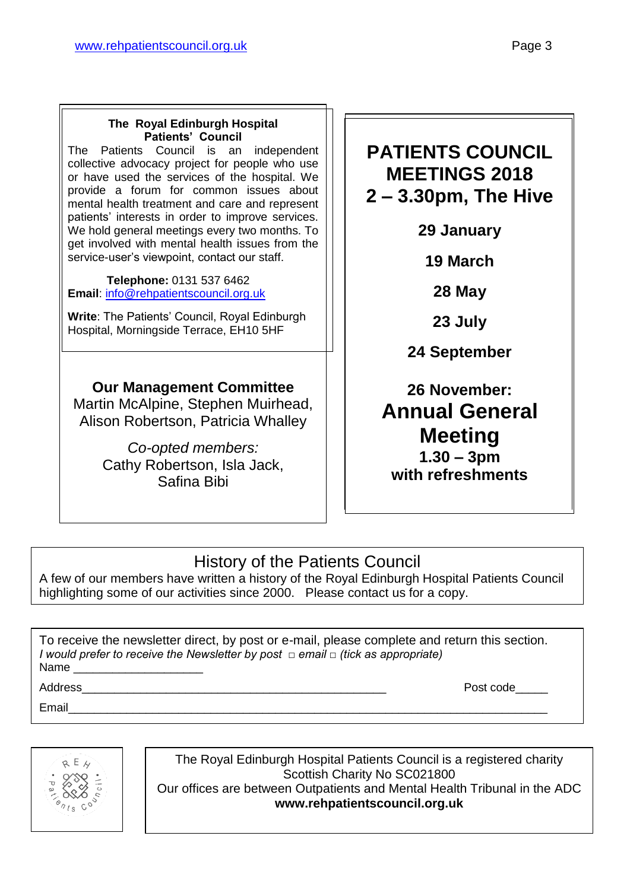**The Royal Edinburgh Hospital Patients' Council**

The Patients Council is an independent collective advocacy project for people who use or have used the services of the hospital. We provide a forum for common issues about mental health treatment and care and represent patients' interests in order to improve services. We hold general meetings every two months. To get involved with mental health issues from the service-user's viewpoint, contact our staff.

**Telephone:** 0131 537 6462
**Email**: info@rehpatientscouncil.org.uk

**Write**: The Patients' Council, Royal Edinburgh Hospital, Morningside Terrace, EH10 5HF

**Our Management Committee**
Martin McAlpine, Stephen Muirhead, Alison Robertson, Patricia Whalley

*Co-opted members:*
Cathy Robertson, Isla Jack, Safina Bibi

# PATIENTS COUNCIL MEETINGS 2018
# 2 – 3.30pm, The Hive

**29 January**

**19 March**

**28 May**

**23 July**

**24 September**

**26 November:**
## Annual General Meeting
**1.30 – 3pm**
**with refreshments**

## History of the Patients Council

A few of our members have written a history of the Royal Edinburgh Hospital Patients Council highlighting some of our activities since 2000. Please contact us for a copy.

To receive the newsletter direct, by post or e-mail, please complete and return this section.
*I would prefer to receive the Newsletter by post □ email □ (tick as appropriate)*
Name ____________________

Address__________________________________________________ Post code_____

Email____________________________________________________________________________

The Royal Edinburgh Hospital Patients Council is a registered charity
Scottish Charity No SC021800
Our offices are between Outpatients and Mental Health Tribunal in the ADC
**www.rehpatientscouncil.org.uk**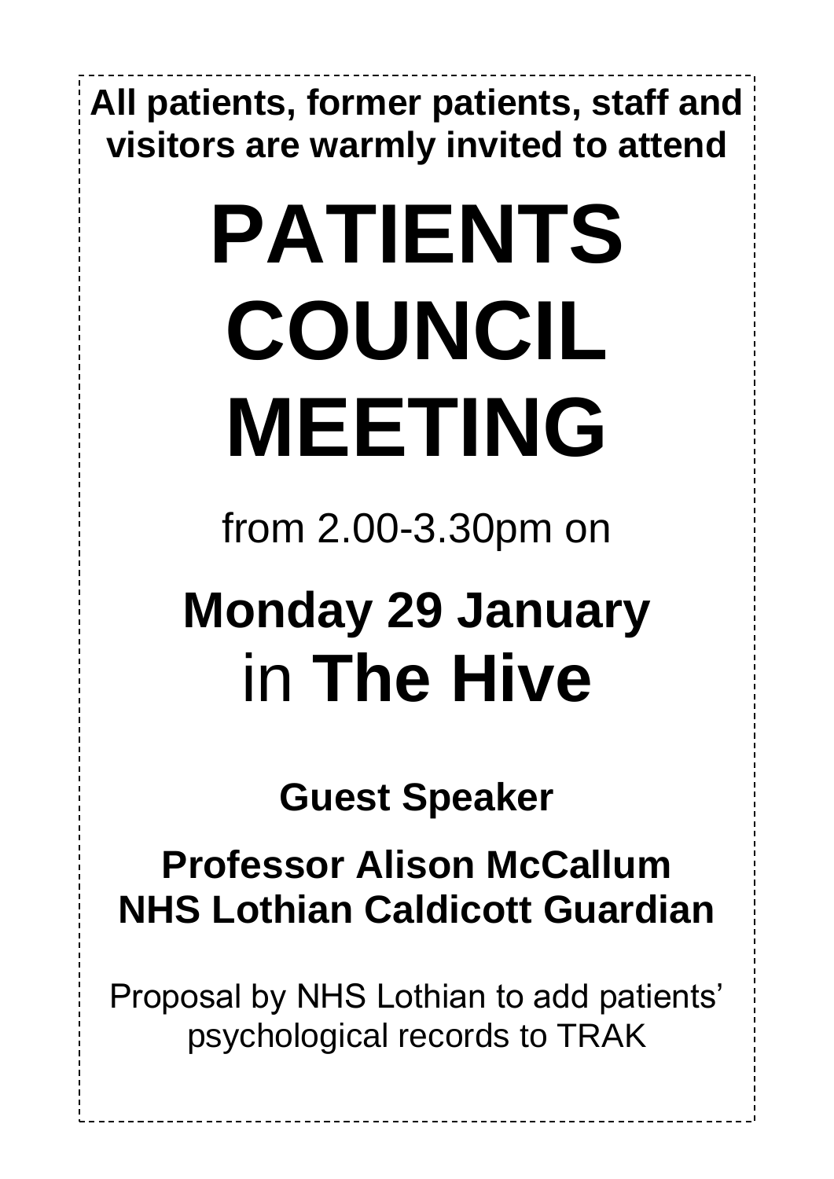**All patients, former patients, staff and visitors are warmly invited to attend**

# PATIENTS COUNCIL MEETING

from 2.00-3.30pm on

## Monday 29 January
## in **The Hive**

### Guest Speaker

### Professor Alison McCallum
### NHS Lothian Caldicott Guardian

Proposal by NHS Lothian to add patients' psychological records to TRAK